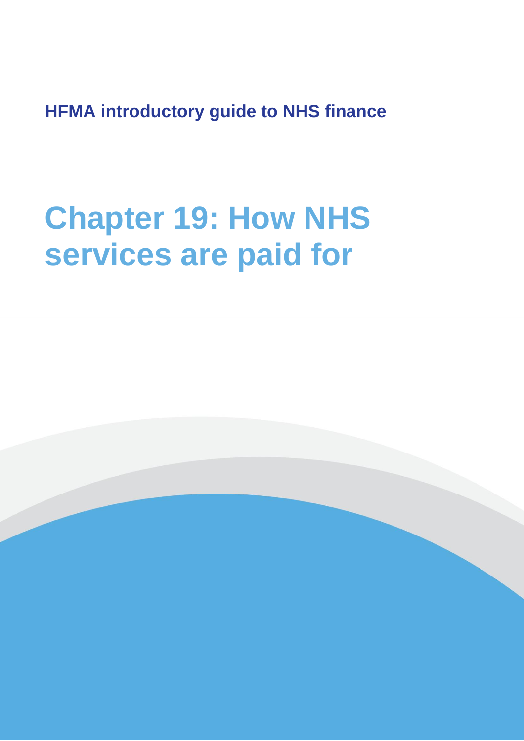**HFMA introductory guide to NHS finance**

# Chapter 19: How NHS services are paid for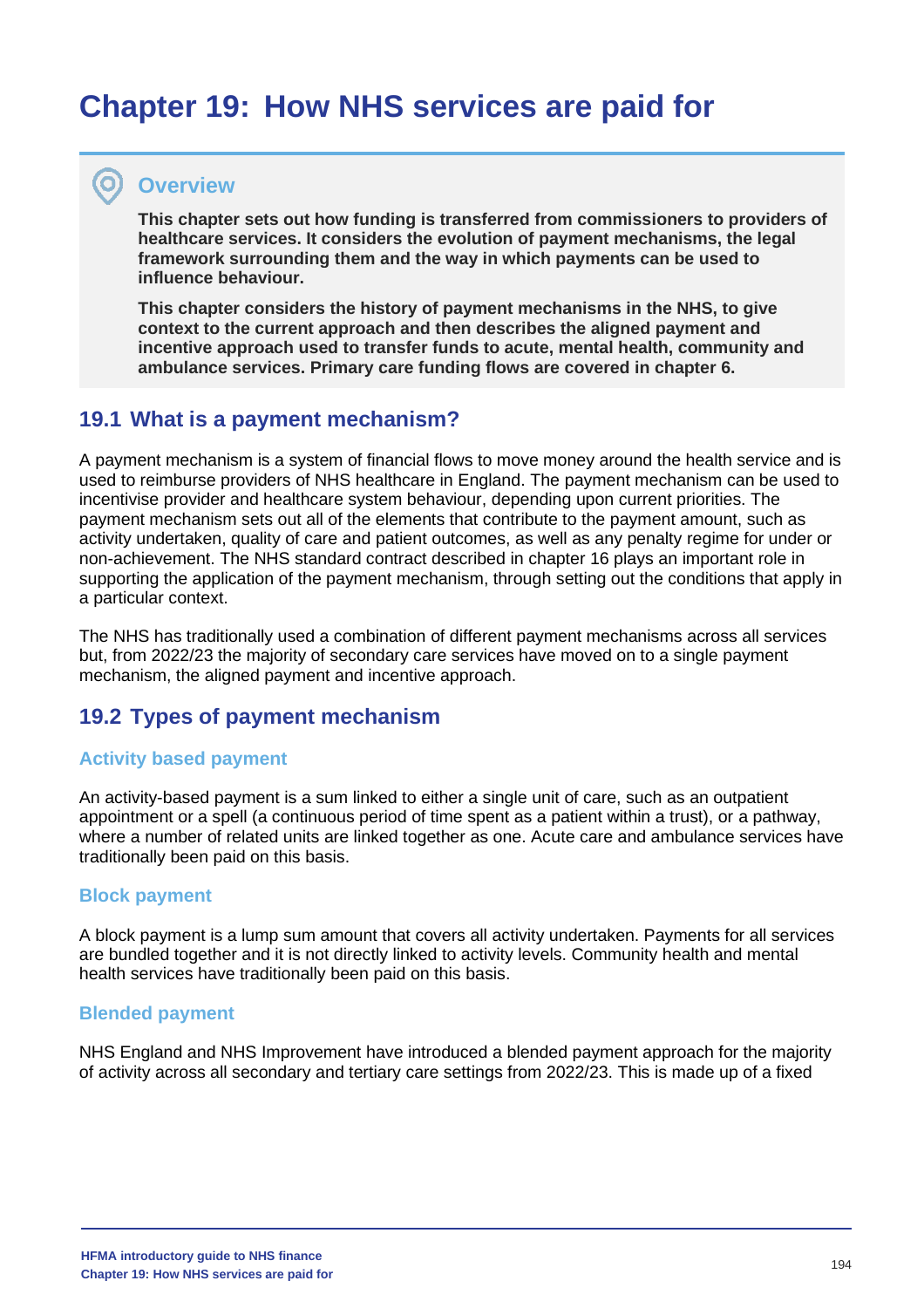# Chapter 19: How NHS services are paid for

## Overview

**This chapter sets out how funding is transferred from commissioners to providers of healthcare services. It considers the evolution of payment mechanisms, the legal framework surrounding them and the way in which payments can be used to influence behaviour.**

**This chapter considers the history of payment mechanisms in the NHS, to give context to the current approach and then describes the aligned payment and incentive approach used to transfer funds to acute, mental health, community and ambulance services. Primary care funding flows are covered in chapter 6.**

## 19.1 What is a payment mechanism?

A payment mechanism is a system of financial flows to move money around the health service and is used to reimburse providers of NHS healthcare in England. The payment mechanism can be used to incentivise provider and healthcare system behaviour, depending upon current priorities. The payment mechanism sets out all of the elements that contribute to the payment amount, such as activity undertaken, quality of care and patient outcomes, as well as any penalty regime for under or non-achievement. The NHS standard contract described in chapter 16 plays an important role in supporting the application of the payment mechanism, through setting out the conditions that apply in a particular context.

The NHS has traditionally used a combination of different payment mechanisms across all services but, from 2022/23 the majority of secondary care services have moved on to a single payment mechanism, the aligned payment and incentive approach.

## 19.2 Types of payment mechanism

### Activity based payment

An activity-based payment is a sum linked to either a single unit of care, such as an outpatient appointment or a spell (a continuous period of time spent as a patient within a trust), or a pathway, where a number of related units are linked together as one. Acute care and ambulance services have traditionally been paid on this basis.

### Block payment

A block payment is a lump sum amount that covers all activity undertaken. Payments for all services are bundled together and it is not directly linked to activity levels. Community health and mental health services have traditionally been paid on this basis.

### Blended payment

NHS England and NHS Improvement have introduced a blended payment approach for the majority of activity across all secondary and tertiary care settings from 2022/23. This is made up of a fixed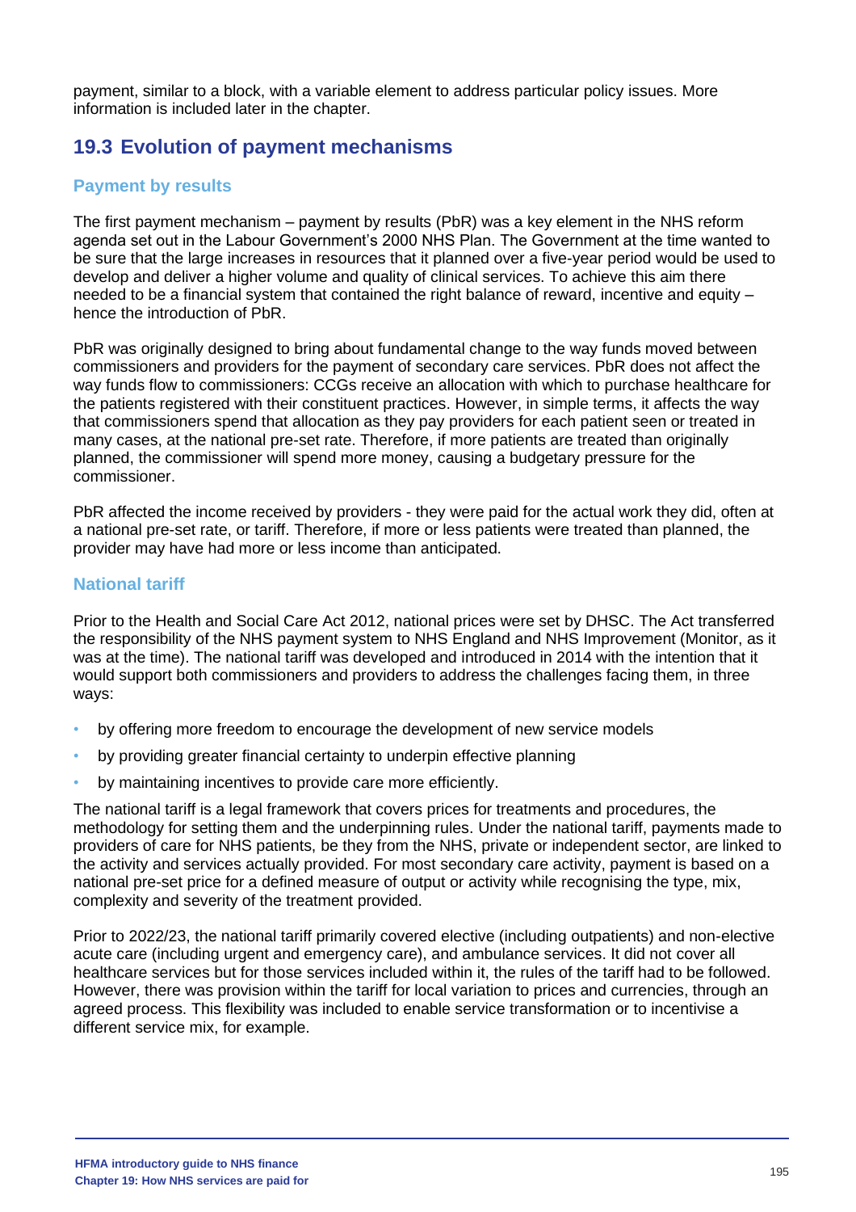payment, similar to a block, with a variable element to address particular policy issues. More information is included later in the chapter.

## 19.3 Evolution of payment mechanisms

### Payment by results

The first payment mechanism – payment by results (PbR) was a key element in the NHS reform agenda set out in the Labour Government's 2000 NHS Plan. The Government at the time wanted to be sure that the large increases in resources that it planned over a five-year period would be used to develop and deliver a higher volume and quality of clinical services. To achieve this aim there needed to be a financial system that contained the right balance of reward, incentive and equity – hence the introduction of PbR.

PbR was originally designed to bring about fundamental change to the way funds moved between commissioners and providers for the payment of secondary care services. PbR does not affect the way funds flow to commissioners: CCGs receive an allocation with which to purchase healthcare for the patients registered with their constituent practices. However, in simple terms, it affects the way that commissioners spend that allocation as they pay providers for each patient seen or treated in many cases, at the national pre-set rate. Therefore, if more patients are treated than originally planned, the commissioner will spend more money, causing a budgetary pressure for the commissioner.

PbR affected the income received by providers - they were paid for the actual work they did, often at a national pre-set rate, or tariff. Therefore, if more or less patients were treated than planned, the provider may have had more or less income than anticipated.

### National tariff

Prior to the Health and Social Care Act 2012, national prices were set by DHSC. The Act transferred the responsibility of the NHS payment system to NHS England and NHS Improvement (Monitor, as it was at the time). The national tariff was developed and introduced in 2014 with the intention that it would support both commissioners and providers to address the challenges facing them, in three ways:

- by offering more freedom to encourage the development of new service models
- by providing greater financial certainty to underpin effective planning
- by maintaining incentives to provide care more efficiently.

The national tariff is a legal framework that covers prices for treatments and procedures, the methodology for setting them and the underpinning rules. Under the national tariff, payments made to providers of care for NHS patients, be they from the NHS, private or independent sector, are linked to the activity and services actually provided. For most secondary care activity, payment is based on a national pre-set price for a defined measure of output or activity while recognising the type, mix, complexity and severity of the treatment provided.

Prior to 2022/23, the national tariff primarily covered elective (including outpatients) and non-elective acute care (including urgent and emergency care), and ambulance services. It did not cover all healthcare services but for those services included within it, the rules of the tariff had to be followed. However, there was provision within the tariff for local variation to prices and currencies, through an agreed process. This flexibility was included to enable service transformation or to incentivise a different service mix, for example.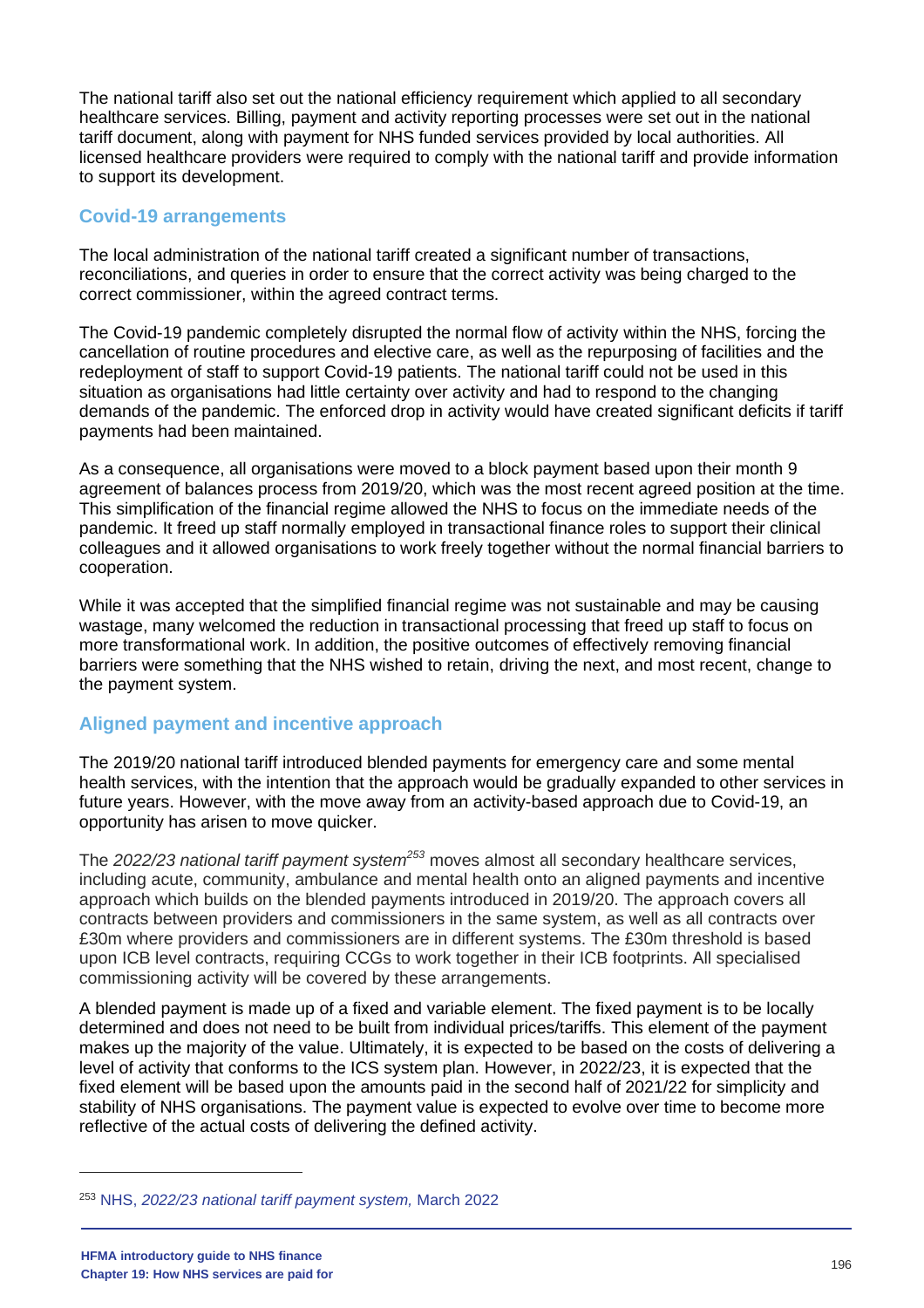The national tariff also set out the national efficiency requirement which applied to all secondary healthcare services. Billing, payment and activity reporting processes were set out in the national tariff document, along with payment for NHS funded services provided by local authorities. All licensed healthcare providers were required to comply with the national tariff and provide information to support its development.

## Covid-19 arrangements

The local administration of the national tariff created a significant number of transactions, reconciliations, and queries in order to ensure that the correct activity was being charged to the correct commissioner, within the agreed contract terms.

The Covid-19 pandemic completely disrupted the normal flow of activity within the NHS, forcing the cancellation of routine procedures and elective care, as well as the repurposing of facilities and the redeployment of staff to support Covid-19 patients. The national tariff could not be used in this situation as organisations had little certainty over activity and had to respond to the changing demands of the pandemic. The enforced drop in activity would have created significant deficits if tariff payments had been maintained.

As a consequence, all organisations were moved to a block payment based upon their month 9 agreement of balances process from 2019/20, which was the most recent agreed position at the time. This simplification of the financial regime allowed the NHS to focus on the immediate needs of the pandemic. It freed up staff normally employed in transactional finance roles to support their clinical colleagues and it allowed organisations to work freely together without the normal financial barriers to cooperation.

While it was accepted that the simplified financial regime was not sustainable and may be causing wastage, many welcomed the reduction in transactional processing that freed up staff to focus on more transformational work. In addition, the positive outcomes of effectively removing financial barriers were something that the NHS wished to retain, driving the next, and most recent, change to the payment system.

## Aligned payment and incentive approach

The 2019/20 national tariff introduced blended payments for emergency care and some mental health services, with the intention that the approach would be gradually expanded to other services in future years. However, with the move away from an activity-based approach due to Covid-19, an opportunity has arisen to move quicker.

The *2022/23 national tariff payment system*[253] moves almost all secondary healthcare services, including acute, community, ambulance and mental health onto an aligned payments and incentive approach which builds on the blended payments introduced in 2019/20. The approach covers all contracts between providers and commissioners in the same system, as well as all contracts over £30m where providers and commissioners are in different systems. The £30m threshold is based upon ICB level contracts, requiring CCGs to work together in their ICB footprints. All specialised commissioning activity will be covered by these arrangements.

A blended payment is made up of a fixed and variable element. The fixed payment is to be locally determined and does not need to be built from individual prices/tariffs. This element of the payment makes up the majority of the value. Ultimately, it is expected to be based on the costs of delivering a level of activity that conforms to the ICS system plan. However, in 2022/23, it is expected that the fixed element will be based upon the amounts paid in the second half of 2021/22 for simplicity and stability of NHS organisations. The payment value is expected to evolve over time to become more reflective of the actual costs of delivering the defined activity.

---

[253] NHS, *2022/23 national tariff payment system,* March 2022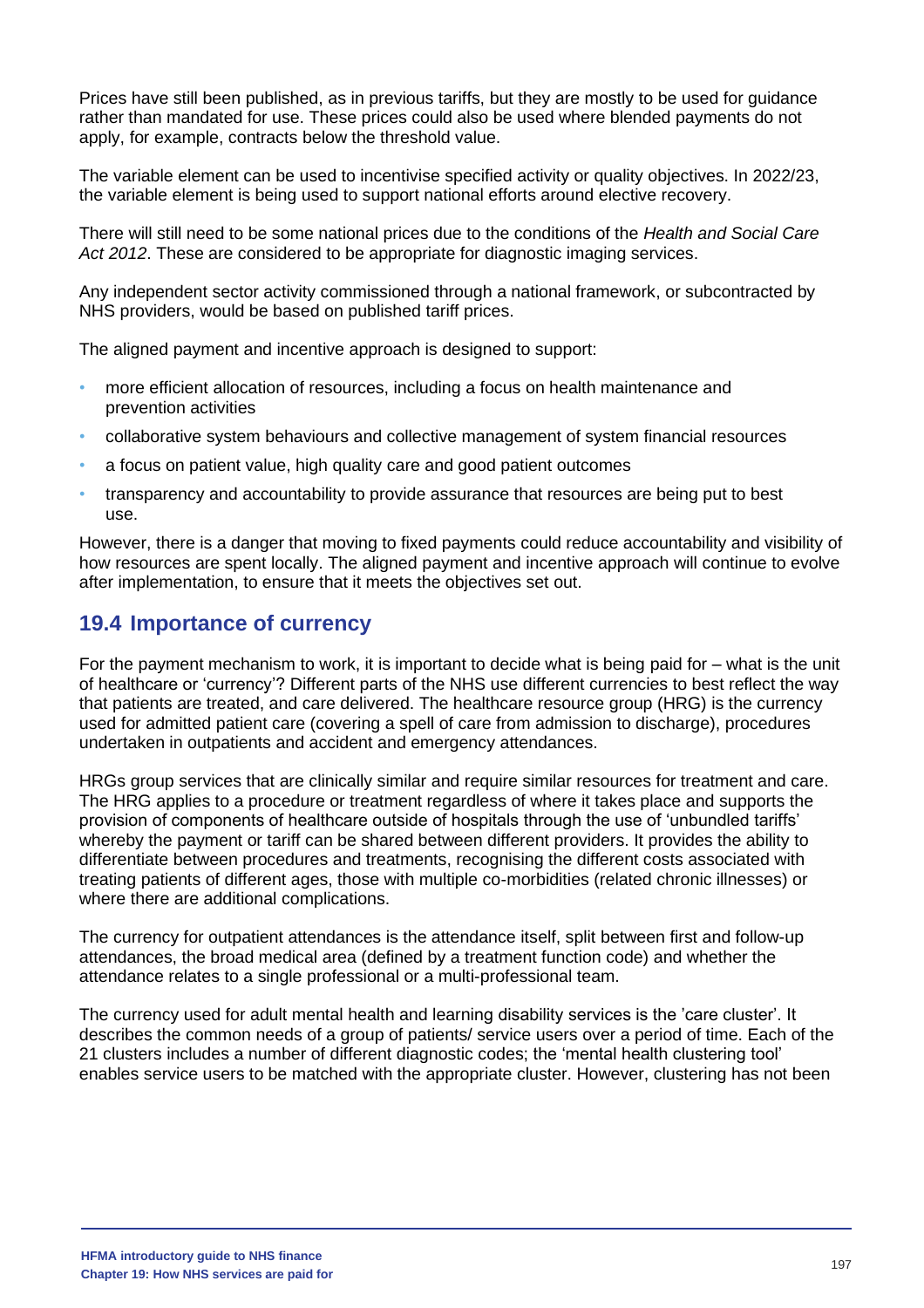Prices have still been published, as in previous tariffs, but they are mostly to be used for guidance rather than mandated for use. These prices could also be used where blended payments do not apply, for example, contracts below the threshold value.

The variable element can be used to incentivise specified activity or quality objectives. In 2022/23, the variable element is being used to support national efforts around elective recovery.

There will still need to be some national prices due to the conditions of the *Health and Social Care Act 2012*. These are considered to be appropriate for diagnostic imaging services.

Any independent sector activity commissioned through a national framework, or subcontracted by NHS providers, would be based on published tariff prices.

The aligned payment and incentive approach is designed to support:

- more efficient allocation of resources, including a focus on health maintenance and prevention activities
- collaborative system behaviours and collective management of system financial resources
- a focus on patient value, high quality care and good patient outcomes
- transparency and accountability to provide assurance that resources are being put to best use.

However, there is a danger that moving to fixed payments could reduce accountability and visibility of how resources are spent locally. The aligned payment and incentive approach will continue to evolve after implementation, to ensure that it meets the objectives set out.

## 19.4 Importance of currency

For the payment mechanism to work, it is important to decide what is being paid for – what is the unit of healthcare or 'currency'? Different parts of the NHS use different currencies to best reflect the way that patients are treated, and care delivered. The healthcare resource group (HRG) is the currency used for admitted patient care (covering a spell of care from admission to discharge), procedures undertaken in outpatients and accident and emergency attendances.

HRGs group services that are clinically similar and require similar resources for treatment and care. The HRG applies to a procedure or treatment regardless of where it takes place and supports the provision of components of healthcare outside of hospitals through the use of 'unbundled tariffs' whereby the payment or tariff can be shared between different providers. It provides the ability to differentiate between procedures and treatments, recognising the different costs associated with treating patients of different ages, those with multiple co-morbidities (related chronic illnesses) or where there are additional complications.

The currency for outpatient attendances is the attendance itself, split between first and follow-up attendances, the broad medical area (defined by a treatment function code) and whether the attendance relates to a single professional or a multi-professional team.

The currency used for adult mental health and learning disability services is the 'care cluster'. It describes the common needs of a group of patients/ service users over a period of time. Each of the 21 clusters includes a number of different diagnostic codes; the 'mental health clustering tool' enables service users to be matched with the appropriate cluster. However, clustering has not been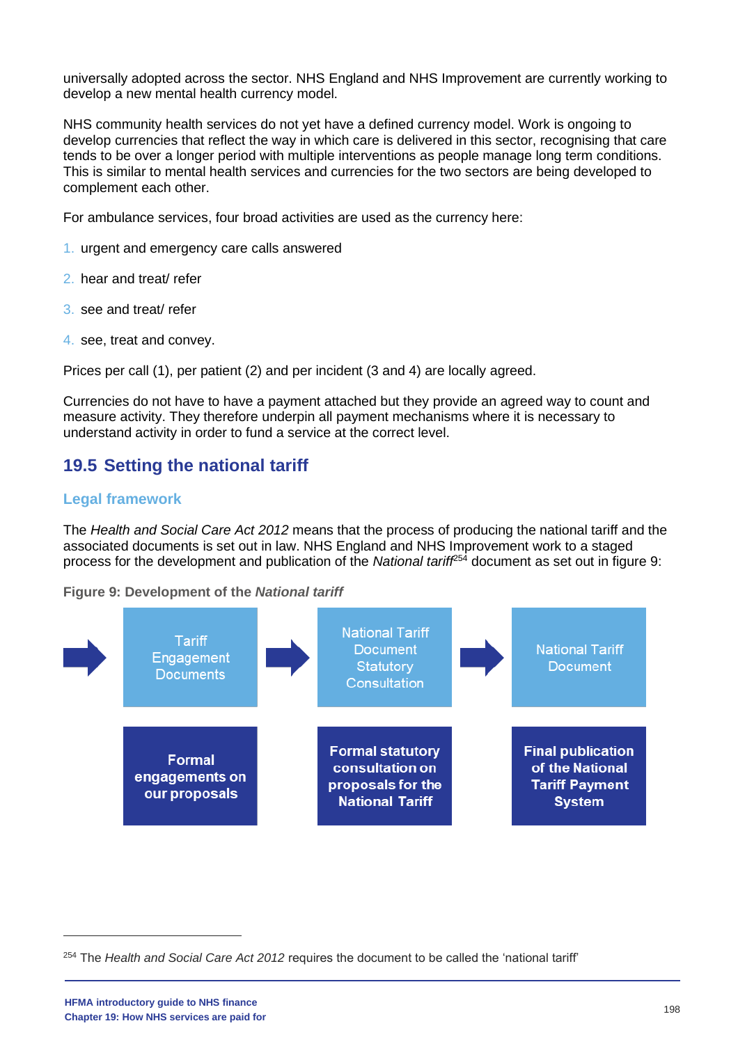universally adopted across the sector. NHS England and NHS Improvement are currently working to develop a new mental health currency model.

NHS community health services do not yet have a defined currency model. Work is ongoing to develop currencies that reflect the way in which care is delivered in this sector, recognising that care tends to be over a longer period with multiple interventions as people manage long term conditions. This is similar to mental health services and currencies for the two sectors are being developed to complement each other.

For ambulance services, four broad activities are used as the currency here:

1. urgent and emergency care calls answered
2. hear and treat/ refer
3. see and treat/ refer
4. see, treat and convey.

Prices per call (1), per patient (2) and per incident (3 and 4) are locally agreed.

Currencies do not have to have a payment attached but they provide an agreed way to count and measure activity. They therefore underpin all payment mechanisms where it is necessary to understand activity in order to fund a service at the correct level.

## 19.5 Setting the national tariff

### Legal framework

The *Health and Social Care Act 2012* means that the process of producing the national tariff and the associated documents is set out in law. NHS England and NHS Improvement work to a staged process for the development and publication of the *National tariff*[254] document as set out in figure 9:

**Figure 9: Development of the *National tariff***

| Tariff Engagement Documents | National Tariff Document Statutory Consultation | National Tariff Document |
|---|---|---|
| **Formal engagements on our proposals** | **Formal statutory consultation on proposals for the National Tariff** | **Final publication of the National Tariff Payment System** |

[254] The *Health and Social Care Act 2012* requires the document to be called the 'national tariff'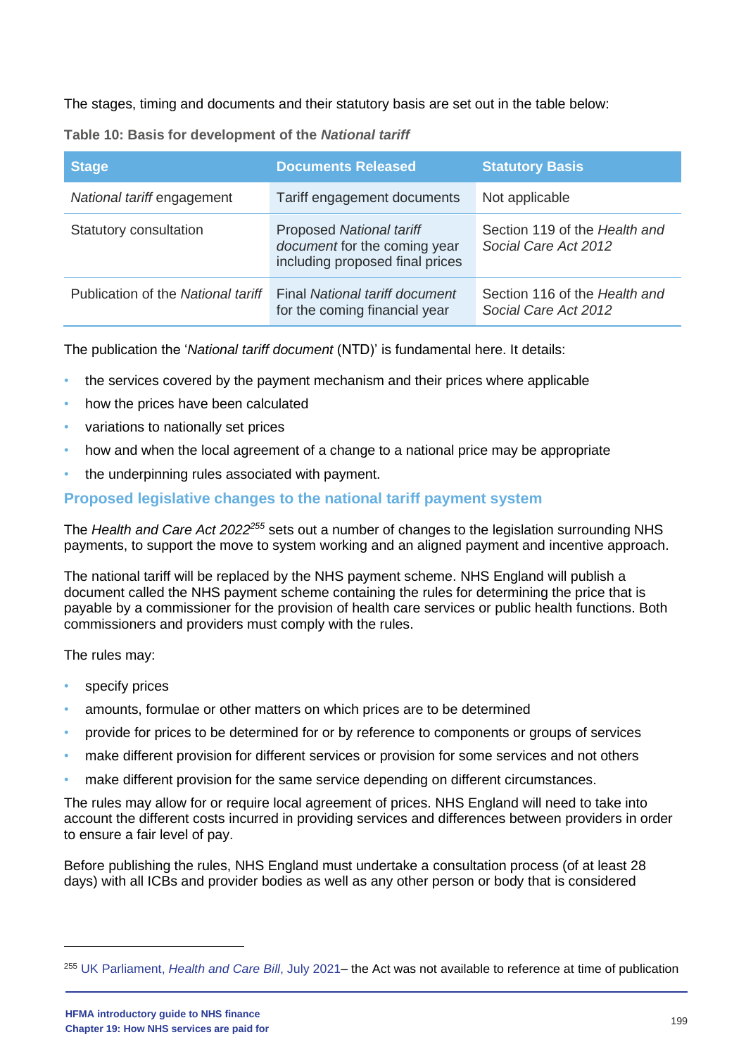The stages, timing and documents and their statutory basis are set out in the table below:

**Table 10: Basis for development of the *National tariff***

| Stage | Documents Released | Statutory Basis |
|---|---|---|
| *National tariff* engagement | Tariff engagement documents | Not applicable |
| Statutory consultation | Proposed *National tariff document* for the coming year including proposed final prices | Section 119 of the *Health and Social Care Act 2012* |
| Publication of the *National tariff* | Final *National tariff document* for the coming financial year | Section 116 of the *Health and Social Care Act 2012* |

The publication the '*National tariff document* (NTD)' is fundamental here. It details:

- the services covered by the payment mechanism and their prices where applicable
- how the prices have been calculated
- variations to nationally set prices
- how and when the local agreement of a change to a national price may be appropriate
- the underpinning rules associated with payment.

## Proposed legislative changes to the national tariff payment system

The *Health and Care Act 2022*[255] sets out a number of changes to the legislation surrounding NHS payments, to support the move to system working and an aligned payment and incentive approach.

The national tariff will be replaced by the NHS payment scheme. NHS England will publish a document called the NHS payment scheme containing the rules for determining the price that is payable by a commissioner for the provision of health care services or public health functions. Both commissioners and providers must comply with the rules.

The rules may:

- specify prices
- amounts, formulae or other matters on which prices are to be determined
- provide for prices to be determined for or by reference to components or groups of services
- make different provision for different services or provision for some services and not others
- make different provision for the same service depending on different circumstances.

The rules may allow for or require local agreement of prices. NHS England will need to take into account the different costs incurred in providing services and differences between providers in order to ensure a fair level of pay.

Before publishing the rules, NHS England must undertake a consultation process (of at least 28 days) with all ICBs and provider bodies as well as any other person or body that is considered

---

[255] UK Parliament, *Health and Care Bill*, July 2021– the Act was not available to reference at time of publication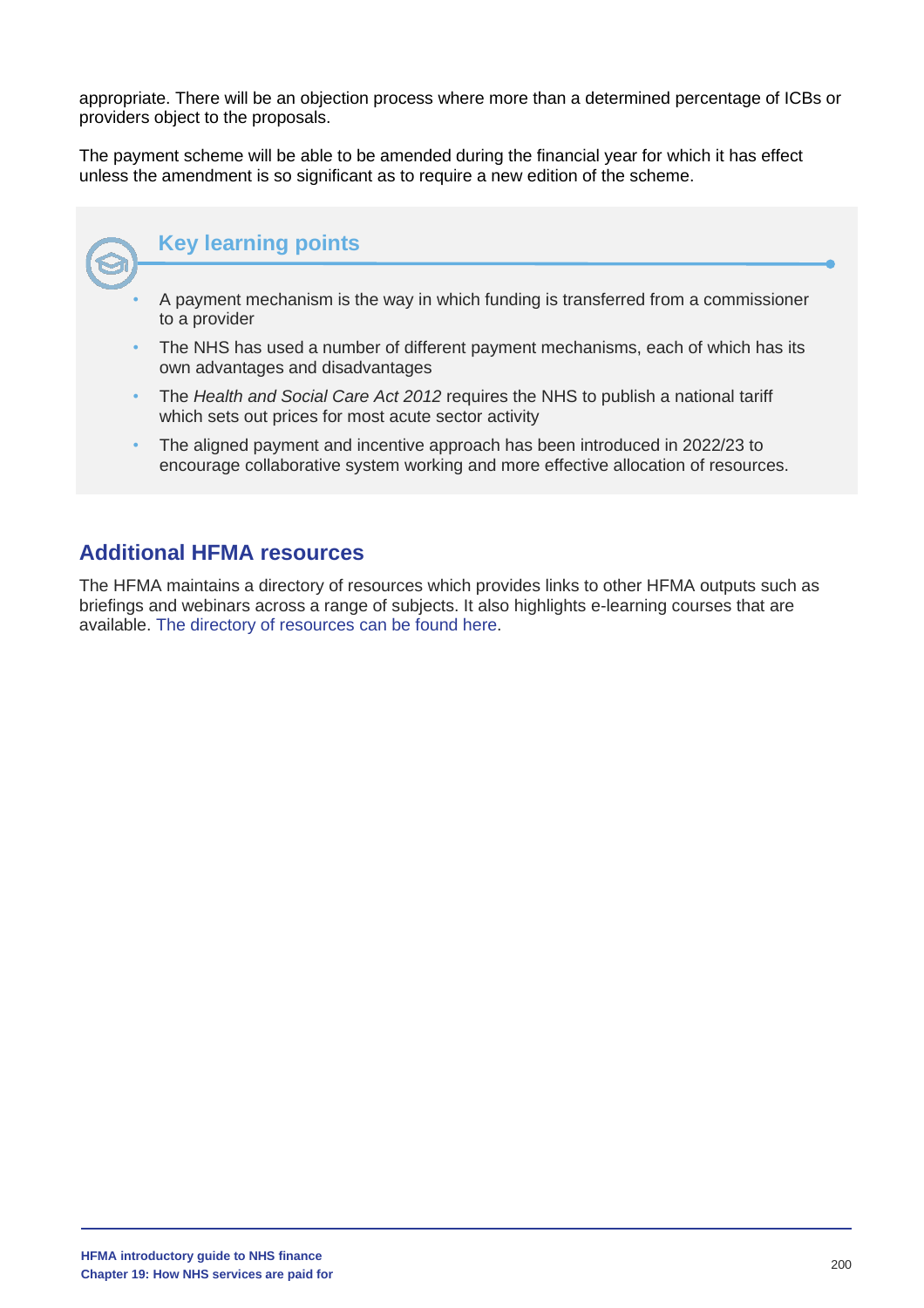appropriate. There will be an objection process where more than a determined percentage of ICBs or providers object to the proposals.

The payment scheme will be able to be amended during the financial year for which it has effect unless the amendment is so significant as to require a new edition of the scheme.

### Key learning points

- A payment mechanism is the way in which funding is transferred from a commissioner to a provider
- The NHS has used a number of different payment mechanisms, each of which has its own advantages and disadvantages
- The *Health and Social Care Act 2012* requires the NHS to publish a national tariff which sets out prices for most acute sector activity
- The aligned payment and incentive approach has been introduced in 2022/23 to encourage collaborative system working and more effective allocation of resources.

## Additional HFMA resources

The HFMA maintains a directory of resources which provides links to other HFMA outputs such as briefings and webinars across a range of subjects. It also highlights e-learning courses that are available. The directory of resources can be found here.